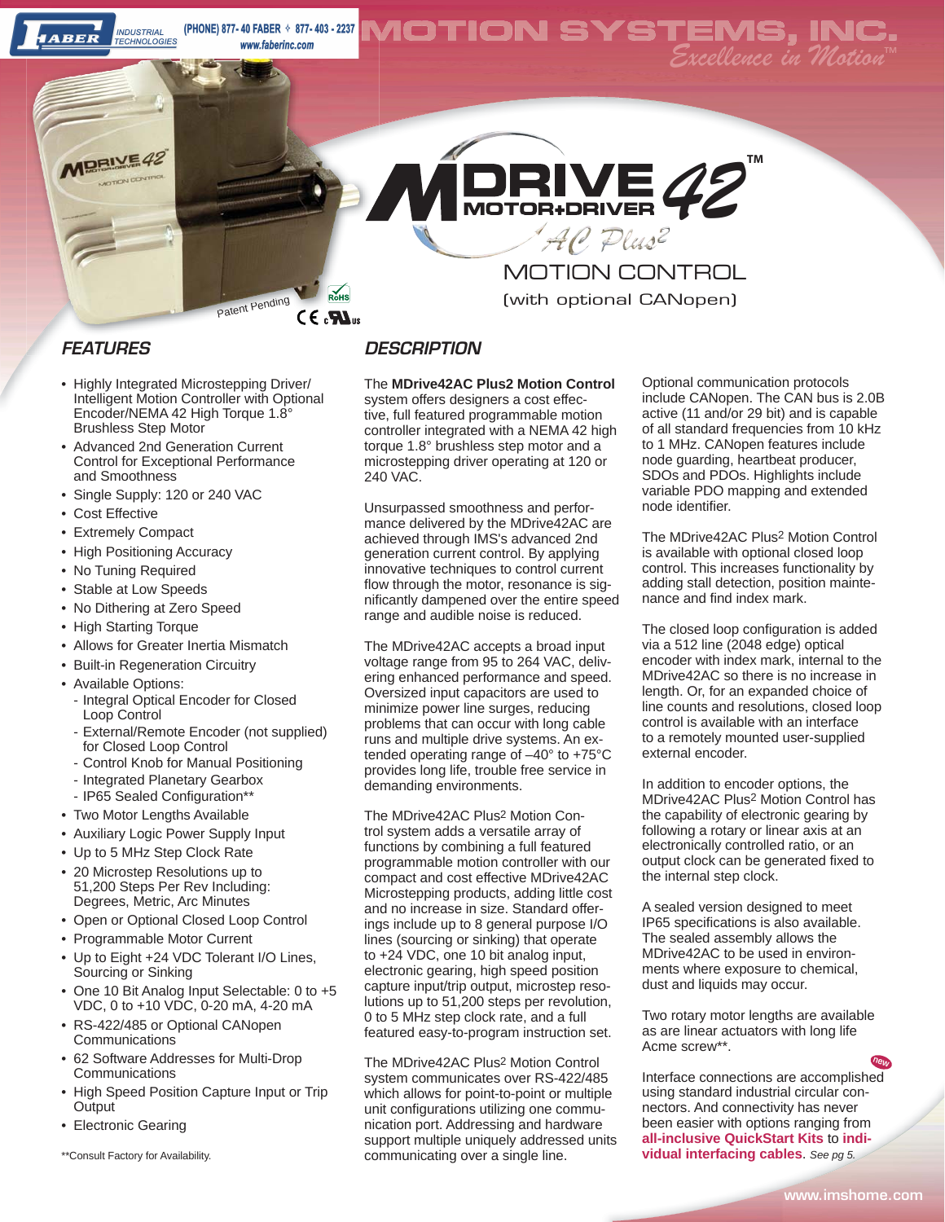(PHONE) 877-40 FABER ✧ 877-403-2237
www.faberinc.com

# MOTION SYSTEMS, INC.

*Excellence in Motion™*

# MDRIVE 42™ MOTOR+DRIVER AC Plus²

## MOTION CONTROL

(with optional CANopen)

Patent Pending

## FEATURES

- Highly Integrated Microstepping Driver/ Intelligent Motion Controller with Optional Encoder/NEMA 42 High Torque 1.8° Brushless Step Motor
- Advanced 2nd Generation Current Control for Exceptional Performance and Smoothness
- Single Supply: 120 or 240 VAC
- Cost Effective
- Extremely Compact
- High Positioning Accuracy
- No Tuning Required
- Stable at Low Speeds
- No Dithering at Zero Speed
- High Starting Torque
- Allows for Greater Inertia Mismatch
- Built-in Regeneration Circuitry
- Available Options:
  - Integral Optical Encoder for Closed Loop Control
  - External/Remote Encoder (not supplied) for Closed Loop Control
  - Control Knob for Manual Positioning
  - Integrated Planetary Gearbox
  - IP65 Sealed Configuration**
- Two Motor Lengths Available
- Auxiliary Logic Power Supply Input
- Up to 5 MHz Step Clock Rate
- 20 Microstep Resolutions up to 51,200 Steps Per Rev Including: Degrees, Metric, Arc Minutes
- Open or Optional Closed Loop Control
- Programmable Motor Current
- Up to Eight +24 VDC Tolerant I/O Lines, Sourcing or Sinking
- One 10 Bit Analog Input Selectable: 0 to +5 VDC, 0 to +10 VDC, 0-20 mA, 4-20 mA
- RS-422/485 or Optional CANopen Communications
- 62 Software Addresses for Multi-Drop Communications
- High Speed Position Capture Input or Trip Output
- Electronic Gearing

**Consult Factory for Availability.

## DESCRIPTION

The **MDrive42AC Plus2 Motion Control** system offers designers a cost effective, full featured programmable motion controller integrated with a NEMA 42 high torque 1.8° brushless step motor and a microstepping driver operating at 120 or 240 VAC.

Unsurpassed smoothness and performance delivered by the MDrive42AC are achieved through IMS's advanced 2nd generation current control. By applying innovative techniques to control current flow through the motor, resonance is significantly dampened over the entire speed range and audible noise is reduced.

The MDrive42AC accepts a broad input voltage range from 95 to 264 VAC, delivering enhanced performance and speed. Oversized input capacitors are used to minimize power line surges, reducing problems that can occur with long cable runs and multiple drive systems. An extended operating range of –40° to +75°C provides long life, trouble free service in demanding environments.

The MDrive42AC Plus² Motion Control system adds a versatile array of functions by combining a full featured programmable motion controller with our compact and cost effective MDrive42AC Microstepping products, adding little cost and no increase in size. Standard offerings include up to 8 general purpose I/O lines (sourcing or sinking) that operate to +24 VDC, one 10 bit analog input, electronic gearing, high speed position capture input/trip output, microstep resolutions up to 51,200 steps per revolution, 0 to 5 MHz step clock rate, and a full featured easy-to-program instruction set.

The MDrive42AC Plus² Motion Control system communicates over RS-422/485 which allows for point-to-point or multiple unit configurations utilizing one communication port. Addressing and hardware support multiple uniquely addressed units communicating over a single line.

Optional communication protocols include CANopen. The CAN bus is 2.0B active (11 and/or 29 bit) and is capable of all standard frequencies from 10 kHz to 1 MHz. CANopen features include node guarding, heartbeat producer, SDOs and PDOs. Highlights include variable PDO mapping and extended node identifier.

The MDrive42AC Plus² Motion Control is available with optional closed loop control. This increases functionality by adding stall detection, position maintenance and find index mark.

The closed loop configuration is added via a 512 line (2048 edge) optical encoder with index mark, internal to the MDrive42AC so there is no increase in length. Or, for an expanded choice of line counts and resolutions, closed loop control is available with an interface to a remotely mounted user-supplied external encoder.

In addition to encoder options, the MDrive42AC Plus² Motion Control has the capability of electronic gearing by following a rotary or linear axis at an electronically controlled ratio, or an output clock can be generated fixed to the internal step clock.

A sealed version designed to meet IP65 specifications is also available. The sealed assembly allows the MDrive42AC to be used in environments where exposure to chemical, dust and liquids may occur.

Two rotary motor lengths are available as are linear actuators with long life Acme screw**.

new

Interface connections are accomplished using standard industrial circular connectors. And connectivity has never been easier with options ranging from **all-inclusive QuickStart Kits** to **individual interfacing cables**. *See pg 5.*

www.imshome.com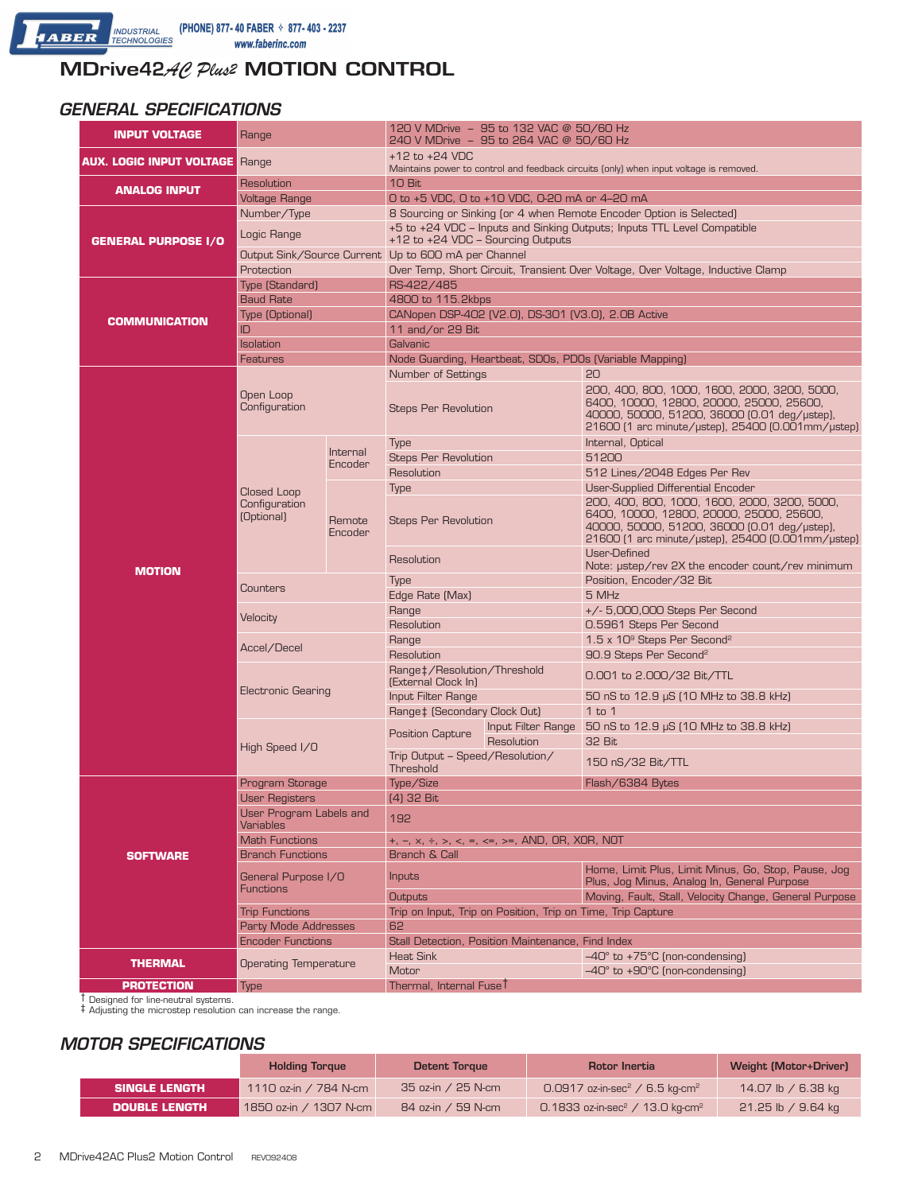# MDrive42*AC Plus2* MOTION CONTROL

## GENERAL SPECIFICATIONS

| | | | | |
|---|---|---|---|---|
| **INPUT VOLTAGE** | Range | | | 120 V MDrive – 95 to 132 VAC @ 50/60 Hz<br>240 V MDrive – 95 to 264 VAC @ 50/60 Hz |
| **AUX. LOGIC INPUT VOLTAGE** | Range | | | +12 to +24 VDC<br>Maintains power to control and feedback circuits (only) when input voltage is removed. |
| **ANALOG INPUT** | Resolution | | | 10 Bit |
| | Voltage Range | | | 0 to +5 VDC, 0 to +10 VDC, 0-20 mA or 4–20 mA |
| **GENERAL PURPOSE I/O** | Number/Type | | | 8 Sourcing or Sinking (or 4 when Remote Encoder Option is Selected) |
| | Logic Range | | | +5 to +24 VDC – Inputs and Sinking Outputs; Inputs TTL Level Compatible<br>+12 to +24 VDC – Sourcing Outputs |
| | Output Sink/Source Current | | | Up to 600 mA per Channel |
| | Protection | | | Over Temp, Short Circuit, Transient Over Voltage, Over Voltage, Inductive Clamp |
| **COMMUNICATION** | Type (Standard) | | | RS-422/485 |
| | Baud Rate | | | 4800 to 115.2kbps |
| | Type (Optional) | | | CANopen DSP-402 (V2.0), DS-301 (V3.0), 2.0B Active |
| | ID | | | 11 and/or 29 Bit |
| | Isolation | | | Galvanic |
| | Features | | | Node Guarding, Heartbeat, SDOs, PDOs (Variable Mapping) |
| **MOTION** | Open Loop Configuration | | Number of Settings | 20 |
| | | | Steps Per Revolution | 200, 400, 800, 1000, 1600, 2000, 3200, 5000, 6400, 10000, 12800, 20000, 25000, 25600, 40000, 50000, 51200, 36000 (0.01 deg/µstep), 21600 (1 arc minute/µstep), 25400 (0.001mm/µstep) |
| | Closed Loop Configuration (Optional) | Internal Encoder | Type | Internal, Optical |
| | | | Steps Per Revolution | 51200 |
| | | | Resolution | 512 Lines/2048 Edges Per Rev |
| | | Remote Encoder | Type | User-Supplied Differential Encoder |
| | | | Steps Per Revolution | 200, 400, 800, 1000, 1600, 2000, 3200, 5000, 6400, 10000, 12800, 20000, 25000, 25600, 40000, 50000, 51200, 36000 (0.01 deg/µstep), 21600 (1 arc minute/µstep), 25400 (0.001mm/µstep) |
| | | | Resolution | User-Defined<br>Note: µstep/rev 2X the encoder count/rev minimum |
| | Counters | | Type | Position, Encoder/32 Bit |
| | | | Edge Rate (Max) | 5 MHz |
| | Velocity | | Range | +/- 5,000,000 Steps Per Second |
| | | | Resolution | 0.5961 Steps Per Second |
| | Accel/Decel | | Range | 1.5 x $10^9$ Steps Per Second$^2$ |
| | | | Resolution | 90.9 Steps Per Second$^2$ |
| | Electronic Gearing | | Range‡/Resolution/Threshold (External Clock In) | 0.001 to 2.000/32 Bit/TTL |
| | | | Input Filter Range | 50 nS to 12.9 µS (10 MHz to 38.8 kHz) |
| | | | Range‡ (Secondary Clock Out) | 1 to 1 |
| | High Speed I/O | | Position Capture – Input Filter Range | 50 nS to 12.9 µS (10 MHz to 38.8 kHz) |
| | | | Position Capture – Resolution | 32 Bit |
| | | | Trip Output – Speed/Resolution/Threshold | 150 nS/32 Bit/TTL |
| **SOFTWARE** | Program Storage | | Type/Size | Flash/6384 Bytes |
| | User Registers | | | (4) 32 Bit |
| | User Program Labels and Variables | | | 192 |
| | Math Functions | | | +, –, x, ÷, >, <, =, <=, >=, AND, OR, XOR, NOT |
| | Branch Functions | | | Branch & Call |
| | General Purpose I/O Functions | | Inputs | Home, Limit Plus, Limit Minus, Go, Stop, Pause, Jog Plus, Jog Minus, Analog In, General Purpose |
| | | | Outputs | Moving, Fault, Stall, Velocity Change, General Purpose |
| | Trip Functions | | | Trip on Input, Trip on Position, Trip on Time, Trip Capture |
| | Party Mode Addresses | | | 62 |
| | Encoder Functions | | | Stall Detection, Position Maintenance, Find Index |
| **THERMAL** | Operating Temperature | | Heat Sink | –40° to +75°C (non-condensing) |
| | | | Motor | –40° to +90°C (non-condensing) |
| **PROTECTION** | Type | | | Thermal, Internal Fuse† |

† Designed for line-neutral systems.
‡ Adjusting the microstep resolution can increase the range.

## MOTOR SPECIFICATIONS

| | Holding Torque | Detent Torque | Rotor Inertia | Weight (Motor+Driver) |
|---|---|---|---|---|
| **SINGLE LENGTH** | 1110 oz-in / 784 N-cm | 35 oz-in / 25 N-cm | 0.0917 oz-in-sec$^2$ / 6.5 kg-cm$^2$ | 14.07 lb / 6.38 kg |
| **DOUBLE LENGTH** | 1850 oz-in / 1307 N-cm | 84 oz-in / 59 N-cm | 0.1833 oz-in-sec$^2$ / 13.0 kg-cm$^2$ | 21.25 lb / 9.64 kg |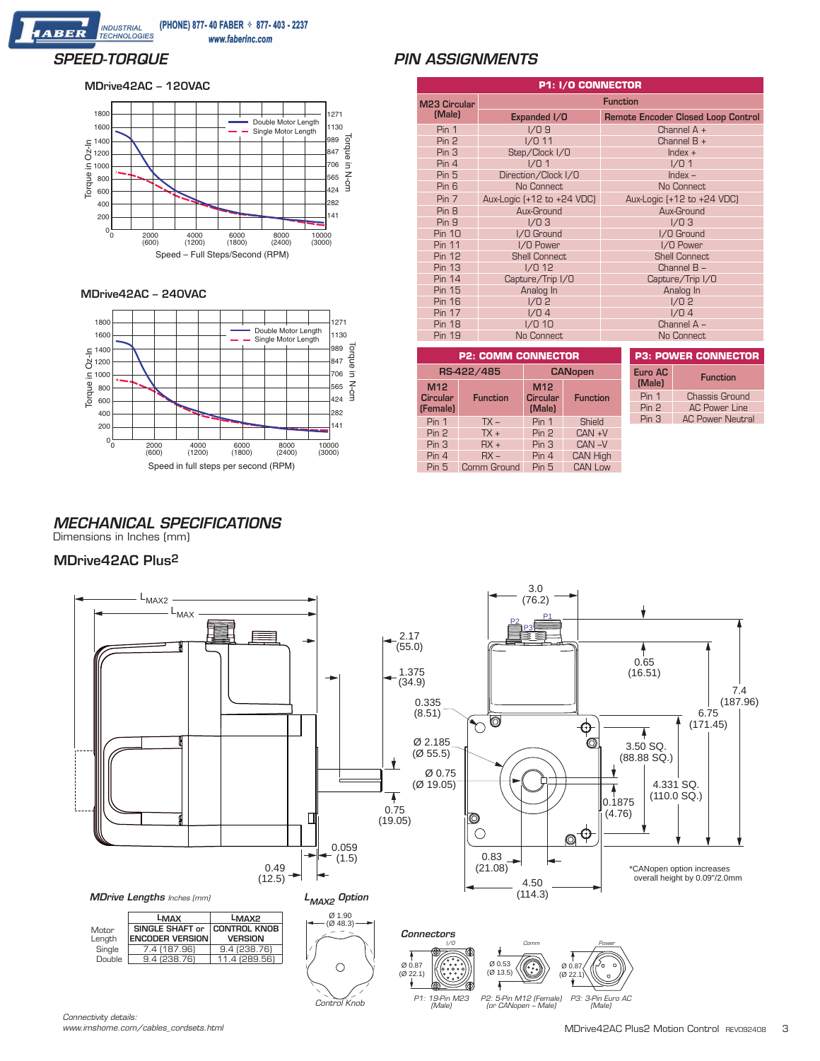## SPEED-TORQUE

### MDrive42AC – 120VAC

Double Motor Length
Single Motor Length

Torque in Oz-In: 0, 200, 400, 600, 800, 1000, 1200, 1400, 1600, 1800
Torque in N-cm: 141, 282, 424, 565, 706, 847, 989, 1130, 1271
0, 2000 (600), 4000 (1200), 6000 (1800), 8000 (2400), 10000 (3000)
Speed – Full Steps/Second (RPM)

### MDrive42AC – 240VAC

Double Motor Length
Single Motor Length

Torque in Oz-In: 0, 200, 400, 600, 800, 1000, 1200, 1400, 1600, 1800
Torque in N-cm: 141, 282, 424, 565, 706, 847, 989, 1130, 1271
0, 2000 (600), 4000 (1200), 6000 (1800), 8000 (2400), 10000 (3000)
Speed in full steps per second (RPM)

## PIN ASSIGNMENTS

**P1: I/O CONNECTOR**

| M23 Circular (Male) | Function | |
|---|---|---|
| | Expanded I/O | Remote Encoder Closed Loop Control |
| Pin 1 | I/O 9 | Channel A + |
| Pin 2 | I/O 11 | Channel B + |
| Pin 3 | Step/Clock I/O | Index + |
| Pin 4 | I/O 1 | I/O 1 |
| Pin 5 | Direction/Clock I/O | Index – |
| Pin 6 | No Connect | No Connect |
| Pin 7 | Aux-Logic (+12 to +24 VDC) | Aux-Logic (+12 to +24 VDC) |
| Pin 8 | Aux-Ground | Aux-Ground |
| Pin 9 | I/O 3 | I/O 3 |
| Pin 10 | I/O Ground | I/O Ground |
| Pin 11 | I/O Power | I/O Power |
| Pin 12 | Shell Connect | Shell Connect |
| Pin 13 | I/O 12 | Channel B – |
| Pin 14 | Capture/Trip I/O | Capture/Trip I/O |
| Pin 15 | Analog In | Analog In |
| Pin 16 | I/O 2 | I/O 2 |
| Pin 17 | I/O 4 | I/O 4 |
| Pin 18 | I/O 10 | Channel A – |
| Pin 19 | No Connect | No Connect |

**P2: COMM CONNECTOR**

| RS-422/485 | | CANopen | |
|---|---|---|---|
| M12 Circular (Female) | Function | M12 Circular (Male) | Function |
| Pin 1 | TX – | Pin 1 | Shield |
| Pin 2 | TX + | Pin 2 | CAN +V |
| Pin 3 | RX + | Pin 3 | CAN –V |
| Pin 4 | RX – | Pin 4 | CAN High |
| Pin 5 | Comm Ground | Pin 5 | CAN Low |

**P3: POWER CONNECTOR**

| Euro AC (Male) | Function |
|---|---|
| Pin 1 | Chassis Ground |
| Pin 2 | AC Power Line |
| Pin 3 | AC Power Neutral |

## MECHANICAL SPECIFICATIONS

Dimensions in Inches (mm)

### MDrive42AC Plus2

$L_{MAX2}$
$L_{MAX}$
2.17 (55.0)
1.375 (34.9)
0.335 (8.51)
Ø 2.185 (Ø 55.5)
Ø 0.75 (Ø 19.05)
0.75 (19.05)
0.059 (1.5)
0.49 (12.5)
3.0 (76.2)
P2 P3 P1
0.65 (16.51)
7.4 (187.96)
6.75 (171.45)
3.50 SQ. (88.88 SQ.)
4.331 SQ. (110.0 SQ.)
0.1875 (4.76)
0.83 (21.08)
4.50 (114.3)

*CANopen option increases overall height by 0.09"/2.0mm

*MDrive Lengths* Inches (mm)

| Motor Length | $L_{MAX}$ SINGLE SHAFT or ENCODER VERSION | $L_{MAX2}$ CONTROL KNOB VERSION |
|---|---|---|
| Single | 7.4 (187.96) | 9.4 (238.76) |
| Double | 9.4 (238.76) | 11.4 (289.56) |

*$L_{MAX2}$ Option*

Ø 1.90 (Ø 48.3)
Control Knob

*Connectors*

I/O — Ø 0.87 (Ø 22.1) — P1: 19-Pin M23 (Male)
Comm — Ø 0.53 (Ø 13.5) — P2: 5-Pin M12 (Female) (or CANopen – Male)
Power — Ø 0.87 (Ø 22.1) — P3: 3-Pin Euro AC (Male)

Connectivity details:
www.imshome.com/cables_cordsets.html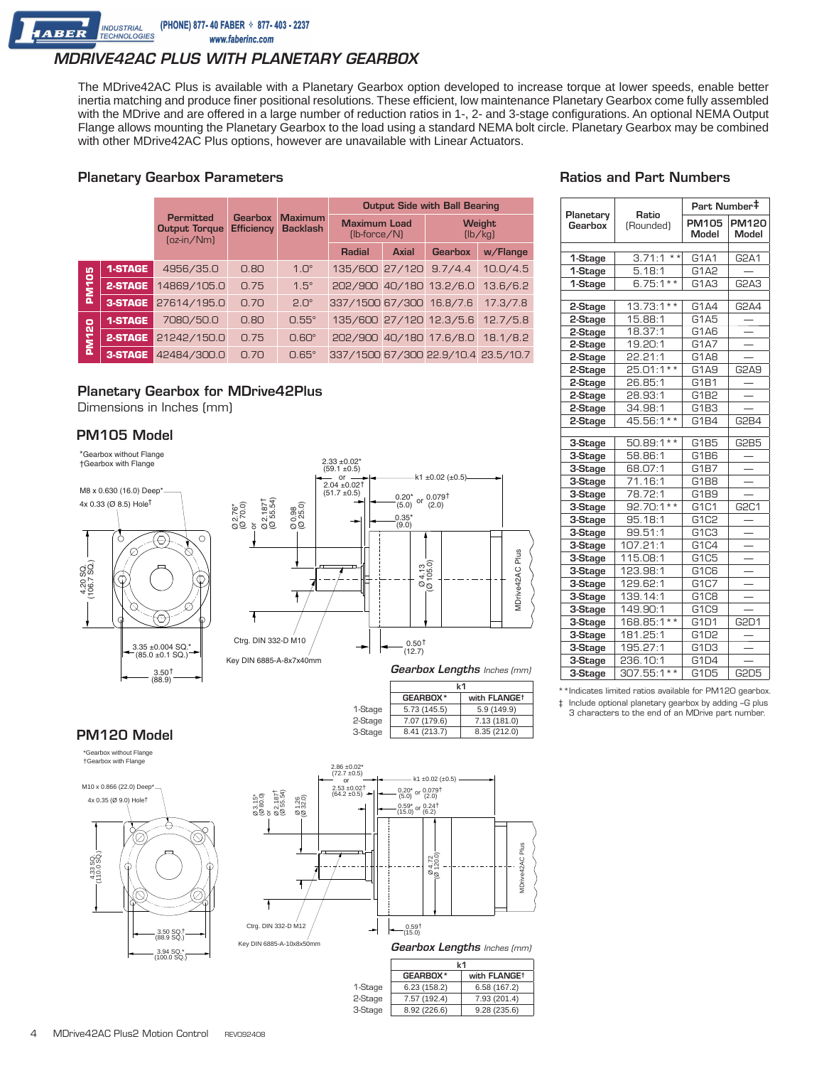## MDRIVE42AC PLUS WITH PLANETARY GEARBOX

The MDrive42AC Plus is available with a Planetary Gearbox option developed to increase torque at lower speeds, enable better inertia matching and produce finer positional resolutions. These efficient, low maintenance Planetary Gearbox come fully assembled with the MDrive and are offered in a large number of reduction ratios in 1-, 2- and 3-stage configurations. An optional NEMA Output Flange allows mounting the Planetary Gearbox to the load using a standard NEMA bolt circle. Planetary Gearbox may be combined with other MDrive42AC Plus options, however are unavailable with Linear Actuators.

### Planetary Gearbox Parameters

| | | Permitted Output Torque (oz-in/Nm) | Gearbox Efficiency | Maximum Backlash | Output Side with Ball Bearing | | | |
|---|---|---|---|---|---|---|---|---|
| | | | | | Maximum Load (lb-force/N) | | Weight (lb/kg) | |
| | | | | | Radial | Axial | Gearbox | w/Flange |
| PM105 | 1-STAGE | 4956/35.0 | 0.80 | 1.0° | 135/600 | 27/120 | 9.7/4.4 | 10.0/4.5 |
| PM105 | 2-STAGE | 14869/105.0 | 0.75 | 1.5° | 202/900 | 40/180 | 13.2/6.0 | 13.6/6.2 |
| PM105 | 3-STAGE | 27614/195.0 | 0.70 | 2.0° | 337/1500 | 67/300 | 16.8/7.6 | 17.3/7.8 |
| PM120 | 1-STAGE | 7080/50.0 | 0.80 | 0.55° | 135/600 | 27/120 | 12.3/5.6 | 12.7/5.8 |
| PM120 | 2-STAGE | 21242/150.0 | 0.75 | 0.60° | 202/900 | 40/180 | 17.6/8.0 | 18.1/8.2 |
| PM120 | 3-STAGE | 42484/300.0 | 0.70 | 0.65° | 337/1500 | 67/300 | 22.9/10.4 | 23.5/10.7 |

### Ratios and Part Numbers

| Planetary Gearbox | Ratio (Rounded) | Part Number‡ PM105 Model | PM120 Model |
|---|---|---|---|
| 1-Stage | 3.71:1 ** | G1A1 | G2A1 |
| 1-Stage | 5.18:1 | G1A2 | — |
| 1-Stage | 6.75:1** | G1A3 | G2A3 |
| 2-Stage | 13.73:1** | G1A4 | G2A4 |
| 2-Stage | 15.88:1 | G1A5 | — |
| 2-Stage | 18.37:1 | G1A6 | — |
| 2-Stage | 19.20:1 | G1A7 | — |
| 2-Stage | 22.21:1 | G1A8 | — |
| 2-Stage | 25.01:1** | G1A9 | G2A9 |
| 2-Stage | 26.85:1 | G1B1 | — |
| 2-Stage | 28.93:1 | G1B2 | — |
| 2-Stage | 34.98:1 | G1B3 | — |
| 2-Stage | 45.56:1** | G1B4 | G2B4 |
| 3-Stage | 50.89:1** | G1B5 | G2B5 |
| 3-Stage | 58.86:1 | G1B6 | — |
| 3-Stage | 68.07:1 | G1B7 | — |
| 3-Stage | 71.16:1 | G1B8 | — |
| 3-Stage | 78.72:1 | G1B9 | — |
| 3-Stage | 92.70:1** | G1C1 | G2C1 |
| 3-Stage | 95.18:1 | G1C2 | — |
| 3-Stage | 99.51:1 | G1C3 | — |
| 3-Stage | 107.21:1 | G1C4 | — |
| 3-Stage | 115.08:1 | G1C5 | — |
| 3-Stage | 123.98:1 | G1C6 | — |
| 3-Stage | 129.62:1 | G1C7 | — |
| 3-Stage | 139.14:1 | G1C8 | — |
| 3-Stage | 149.90:1 | G1C9 | — |
| 3-Stage | 168.85:1** | G1D1 | G2D1 |
| 3-Stage | 181.25:1 | G1D2 | — |
| 3-Stage | 195.27:1 | G1D3 | — |
| 3-Stage | 236.10:1 | G1D4 | — |
| 3-Stage | 307.55:1** | G1D5 | G2D5 |

**Indicates limited ratios available for PM120 gearbox.

‡ Include optional planetary gearbox by adding –G plus 3 characters to the end of an MDrive part number.

### Planetary Gearbox for MDrive42Plus

Dimensions in Inches (mm)

### PM105 Model

*Gearbox without Flange
†Gearbox with Flange

M8 x 0.630 (16.0) Deep*
4x 0.33 (Ø 8.5) Hole†
4.20 SQ. (106.7 SQ.)
3.35 ±0.004 SQ.* (85.0 ±0.1 SQ.)
3.50† (88.9)
Ø 2.76* (Ø 70.0) or Ø 2.187† (Ø 55.54)
Ø 0.98 (Ø 25.0)
2.33 ±0.02* (59.1 ±0.5) or 2.04 ±0.02† (51.7 ±0.5)
k1 ±0.02 (±0.5)
0.20* (5.0) or 0.079† (2.0)
0.35* (9.0)
Ø 4.13 (Ø 105.0)
MDrive42AC Plus
Ctrg. DIN 332-D M10
Key DIN 6885-A-8x7x40mm
0.50† (12.7)

*Gearbox Lengths* Inches (mm)

| | k1 | |
|---|---|---|
| | GEARBOX* | with FLANGE† |
| 1-Stage | 5.73 (145.5) | 5.9 (149.9) |
| 2-Stage | 7.07 (179.6) | 7.13 (181.0) |
| 3-Stage | 8.41 (213.7) | 8.35 (212.0) |

### PM120 Model

*Gearbox without Flange
†Gearbox with Flange

M10 x 0.866 (22.0) Deep*
4x 0.35 (Ø 9.0) Hole†
4.33 SQ. (110.0 SQ.)
3.50 SQ.† (88.9 SQ.)
3.94 SQ.* (100.0 SQ.)
Ø 3.15* (Ø 80.0) or Ø 2.187† (Ø 55.54)
Ø 1.26 (Ø 32.0)
2.86 ±0.02* (72.7 ±0.5) or 2.53 ±0.02† (64.2 ±0.5)
k1 ±0.02 (±0.5)
0.20* (5.0) or 0.079† (2.0)
0.59* (15.0) or 0.24† (6.2)
Ø 4.72 (Ø 120.0)
MDrive42AC Plus
Ctrg. DIN 332-D M12
Key DIN 6885-A-10x8x50mm
0.59† (15.0)

*Gearbox Lengths* Inches (mm)

| | k1 | |
|---|---|---|
| | GEARBOX* | with FLANGE† |
| 1-Stage | 6.23 (158.2) | 6.58 (167.2) |
| 2-Stage | 7.57 (192.4) | 7.93 (201.4) |
| 3-Stage | 8.92 (226.6) | 9.28 (235.6) |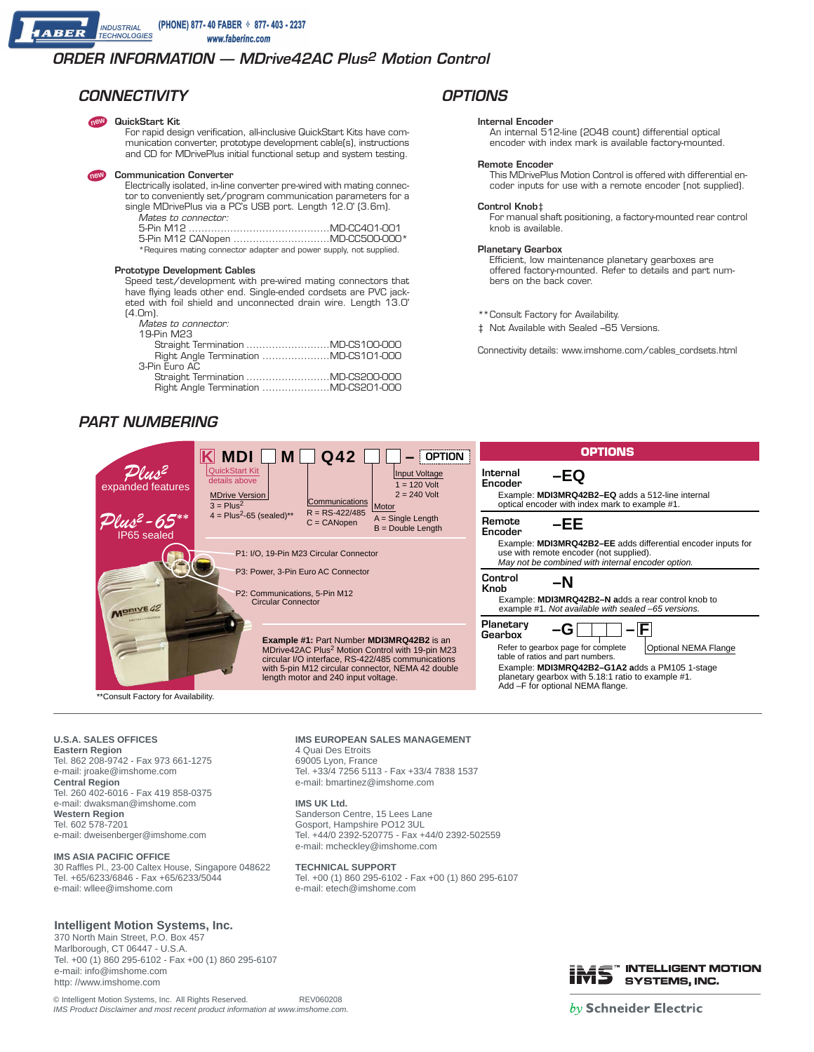FABER INDUSTRIAL TECHNOLOGIES (PHONE) 877-40 FABER ✧ 877-403-2237 www.faberinc.com

# ORDER INFORMATION — MDrive42AC Plus² Motion Control

## CONNECTIVITY

**QuickStart Kit** (new)
For rapid design verification, all-inclusive QuickStart Kits have communication converter, prototype development cable(s), instructions and CD for MDrivePlus initial functional setup and system testing.

**Communication Converter** (new)
Electrically isolated, in-line converter pre-wired with mating connector to conveniently set/program communication parameters for a single MDrivePlus via a PC's USB port. Length 12.0' (3.6m).

*Mates to connector:*
5-Pin M12 .......................................... MD-CC401-001
5-Pin M12 CANopen .......................... MD-CC500-000*
*Requires mating connector adapter and power supply, not supplied.

**Prototype Development Cables**
Speed test/development with pre-wired mating connectors that have flying leads other end. Single-ended cordsets are PVC jacketed with foil shield and unconnected drain wire. Length 13.0' (4.0m).

*Mates to connector:*
19-Pin M23
Straight Termination .......................... MD-CS100-000
Right Angle Termination .................... MD-CS101-000
3-Pin Euro AC
Straight Termination .......................... MD-CS200-000
Right Angle Termination .................... MD-CS201-000

## OPTIONS

**Internal Encoder**
An internal 512-line (2048 count) differential optical encoder with index mark is available factory-mounted.

**Remote Encoder**
This MDrivePlus Motion Control is offered with differential encoder inputs for use with a remote encoder (not supplied).

**Control Knob‡**
For manual shaft positioning, a factory-mounted rear control knob is available.

**Planetary Gearbox**
Efficient, low maintenance planetary gearboxes are offered factory-mounted. Refer to details and part numbers on the back cover.

**Consult Factory for Availability.
‡ Not Available with Sealed –65 Versions.

Connectivity details: www.imshome.com/cables_cordsets.html

## PART NUMBERING

Plus² expanded features
Plus² -65** IP65 sealed

K MDI □ M □ Q42 □ □ – OPTION

- K: QuickStart Kit details above
- MDrive Version: 3 = Plus²; 4 = Plus²-65 (sealed)**
- Communications: R = RS-422/485; C = CANopen
- Motor: A = Single Length; B = Double Length
- Input Voltage: 1 = 120 Volt; 2 = 240 Volt

P1: I/O, 19-Pin M23 Circular Connector
P3: Power, 3-Pin Euro AC Connector
P2: Communications, 5-Pin M12 Circular Connector

**Example #1:** Part Number **MDI3MRQ42B2** is an MDrive42AC Plus² Motion Control with 19-pin M23 circular I/O interface, RS-422/485 communications with 5-pin M12 circular connector, NEMA 42 double length motor and 240 input voltage.

**Consult Factory for Availability.

### OPTIONS

**Internal Encoder –EQ**
Example: **MDI3MRQ42B2–EQ** adds a 512-line internal optical encoder with index mark to example #1.

**Remote Encoder –EE**
Example: **MDI3MRQ42B2–EE** adds differential encoder inputs for use with remote encoder (not supplied).
*May not be combined with internal encoder option.*

**Control Knob –N**
Example: **MDI3MRQ42B2–N** adds a rear control knob to example #1. *Not available with sealed –65 versions.*

**Planetary Gearbox –G□□□ – F**
Refer to gearbox page for complete table of ratios and part numbers. Optional NEMA Flange
Example: **MDI3MRQ42B2–G1A2** adds a PM105 1-stage planetary gearbox with 5.18:1 ratio to example #1.
Add –F for optional NEMA flange.

---

**U.S.A. SALES OFFICES**
**Eastern Region**
Tel. 862 208-9742 - Fax 973 661-1275
e-mail: jroake@imshome.com
**Central Region**
Tel. 260 402-6016 - Fax 419 858-0375
e-mail: dwaksman@imshome.com
**Western Region**
Tel. 602 578-7201
e-mail: dweisenberger@imshome.com

**IMS ASIA PACIFIC OFFICE**
30 Raffles Pl., 23-00 Caltex House, Singapore 048622
Tel. +65/6233/6846 - Fax +65/6233/5044
e-mail: wllee@imshome.com

**IMS EUROPEAN SALES MANAGEMENT**
4 Quai Des Etroits
69005 Lyon, France
Tel. +33/4 7256 5113 - Fax +33/4 7838 1537
e-mail: bmartinez@imshome.com

**IMS UK Ltd.**
Sanderson Centre, 15 Lees Lane
Gosport, Hampshire PO12 3UL
Tel. +44/0 2392-520775 - Fax +44/0 2392-502559
e-mail: mcheckley@imshome.com

**TECHNICAL SUPPORT**
Tel. +00 (1) 860 295-6102 - Fax +00 (1) 860 295-6107
e-mail: etech@imshome.com

**Intelligent Motion Systems, Inc.**
370 North Main Street, P.O. Box 457
Marlborough, CT 06447 - U.S.A.
Tel. +00 (1) 860 295-6102 - Fax +00 (1) 860 295-6107
e-mail: info@imshome.com
http: //www.imshome.com

© Intelligent Motion Systems, Inc. All Rights Reserved. REV060208
*IMS Product Disclaimer and most recent product information at www.imshome.com.*

IMS INTELLIGENT MOTION SYSTEMS, INC. by Schneider Electric